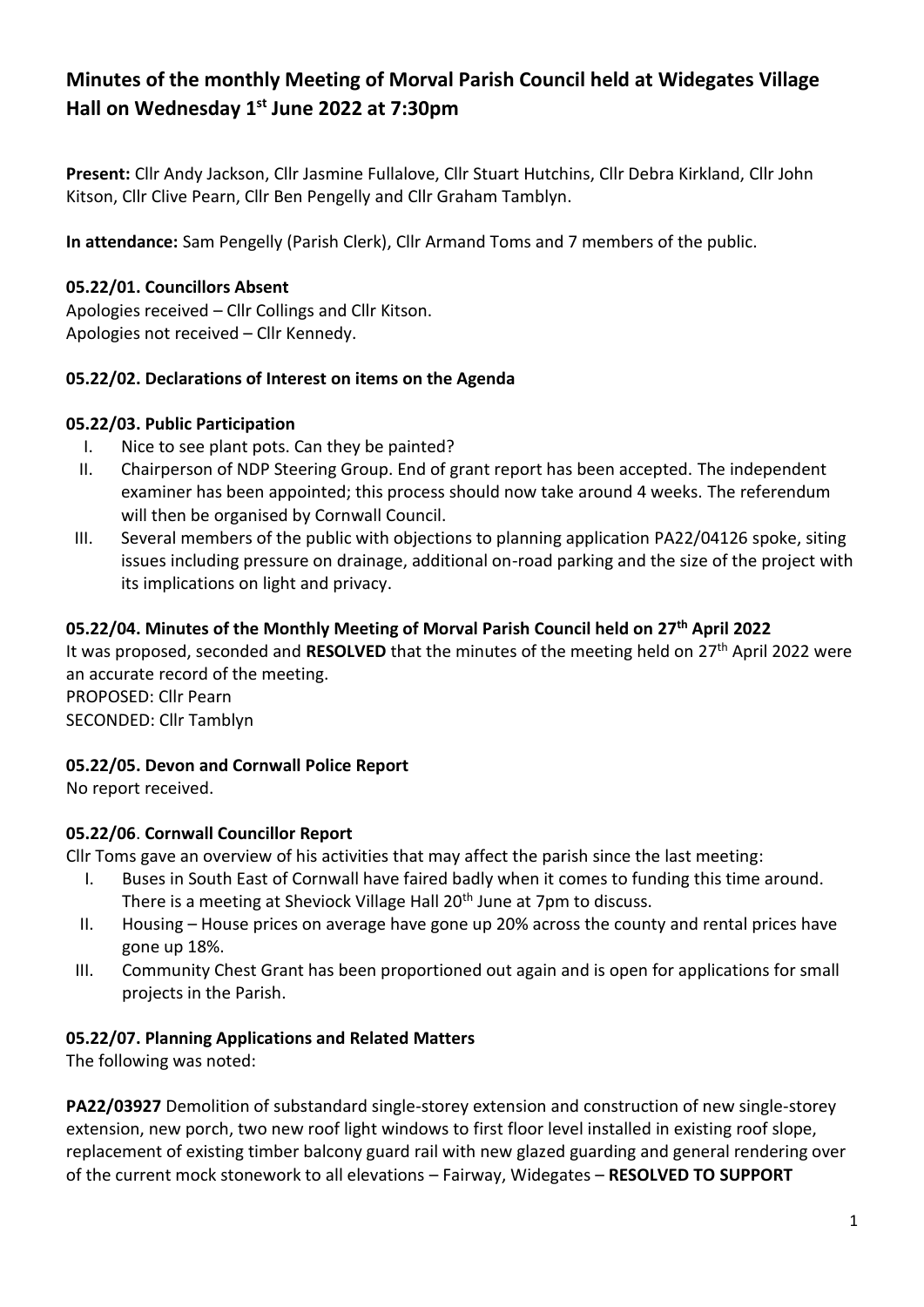# Minutes of the monthly Meeting of Morval Parish Council held at Widegates Village Hall on Wednesday 1st June 2022 at 7:30pm

**Present:** Cllr Andy Jackson, Cllr Jasmine Fullalove, Cllr Stuart Hutchins, Cllr Debra Kirkland, Cllr John Kitson, Cllr Clive Pearn, Cllr Ben Pengelly and Cllr Graham Tamblyn.

**In attendance:** Sam Pengelly (Parish Clerk), Cllr Armand Toms and 7 members of the public.

### 05.22/01. Councillors Absent

Apologies received – Cllr Collings and Cllr Kitson.
Apologies not received – Cllr Kennedy.

### 05.22/02. Declarations of Interest on items on the Agenda

### 05.22/03. Public Participation

I. Nice to see plant pots. Can they be painted?
II. Chairperson of NDP Steering Group. End of grant report has been accepted. The independent examiner has been appointed; this process should now take around 4 weeks. The referendum will then be organised by Cornwall Council.
III. Several members of the public with objections to planning application PA22/04126 spoke, siting issues including pressure on drainage, additional on-road parking and the size of the project with its implications on light and privacy.

### 05.22/04. Minutes of the Monthly Meeting of Morval Parish Council held on 27th April 2022

It was proposed, seconded and **RESOLVED** that the minutes of the meeting held on 27th April 2022 were an accurate record of the meeting.
PROPOSED: Cllr Pearn
SECONDED: Cllr Tamblyn

### 05.22/05. Devon and Cornwall Police Report

No report received.

### 05.22/06. Cornwall Councillor Report

Cllr Toms gave an overview of his activities that may affect the parish since the last meeting:

I. Buses in South East of Cornwall have faired badly when it comes to funding this time around. There is a meeting at Sheviock Village Hall 20th June at 7pm to discuss.
II. Housing – House prices on average have gone up 20% across the county and rental prices have gone up 18%.
III. Community Chest Grant has been proportioned out again and is open for applications for small projects in the Parish.

### 05.22/07. Planning Applications and Related Matters

The following was noted:

**PA22/03927** Demolition of substandard single-storey extension and construction of new single-storey extension, new porch, two new roof light windows to first floor level installed in existing roof slope, replacement of existing timber balcony guard rail with new glazed guarding and general rendering over of the current mock stonework to all elevations – Fairway, Widegates – **RESOLVED TO SUPPORT**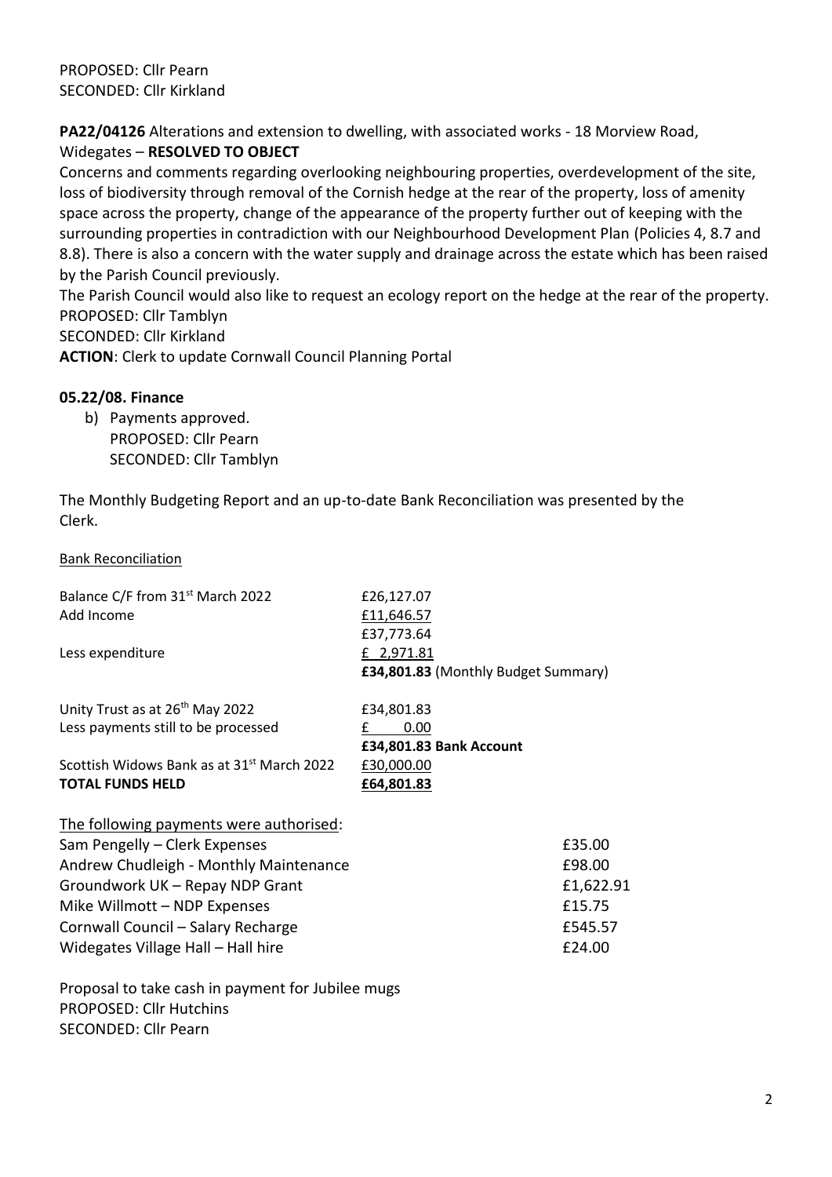PROPOSED: Cllr Pearn
SECONDED: Cllr Kirkland

**PA22/04126** Alterations and extension to dwelling, with associated works - 18 Morview Road, Widegates – **RESOLVED TO OBJECT**

Concerns and comments regarding overlooking neighbouring properties, overdevelopment of the site, loss of biodiversity through removal of the Cornish hedge at the rear of the property, loss of amenity space across the property, change of the appearance of the property further out of keeping with the surrounding properties in contradiction with our Neighbourhood Development Plan (Policies 4, 8.7 and 8.8). There is also a concern with the water supply and drainage across the estate which has been raised by the Parish Council previously.

The Parish Council would also like to request an ecology report on the hedge at the rear of the property.
PROPOSED: Cllr Tamblyn
SECONDED: Cllr Kirkland
**ACTION**: Clerk to update Cornwall Council Planning Portal

### 05.22/08. Finance

b) Payments approved.
   PROPOSED: Cllr Pearn
   SECONDED: Cllr Tamblyn

The Monthly Budgeting Report and an up-to-date Bank Reconciliation was presented by the Clerk.

Bank Reconciliation

| | |
|---|---|
| Balance C/F from 31st March 2022 | £26,127.07 |
| Add Income | £11,646.57 |
| | £37,773.64 |
| Less expenditure | £ 2,971.81 |
| | **£34,801.83** (Monthly Budget Summary) |
| Unity Trust as at 26th May 2022 | £34,801.83 |
| Less payments still to be processed | £ 0.00 |
| | **£34,801.83 Bank Account** |
| Scottish Widows Bank as at 31st March 2022 | £30,000.00 |
| **TOTAL FUNDS HELD** | **£64,801.83** |

The following payments were authorised:

| | |
|---|---|
| Sam Pengelly – Clerk Expenses | £35.00 |
| Andrew Chudleigh - Monthly Maintenance | £98.00 |
| Groundwork UK – Repay NDP Grant | £1,622.91 |
| Mike Willmott – NDP Expenses | £15.75 |
| Cornwall Council – Salary Recharge | £545.57 |
| Widegates Village Hall – Hall hire | £24.00 |

Proposal to take cash in payment for Jubilee mugs
PROPOSED: Cllr Hutchins
SECONDED: Cllr Pearn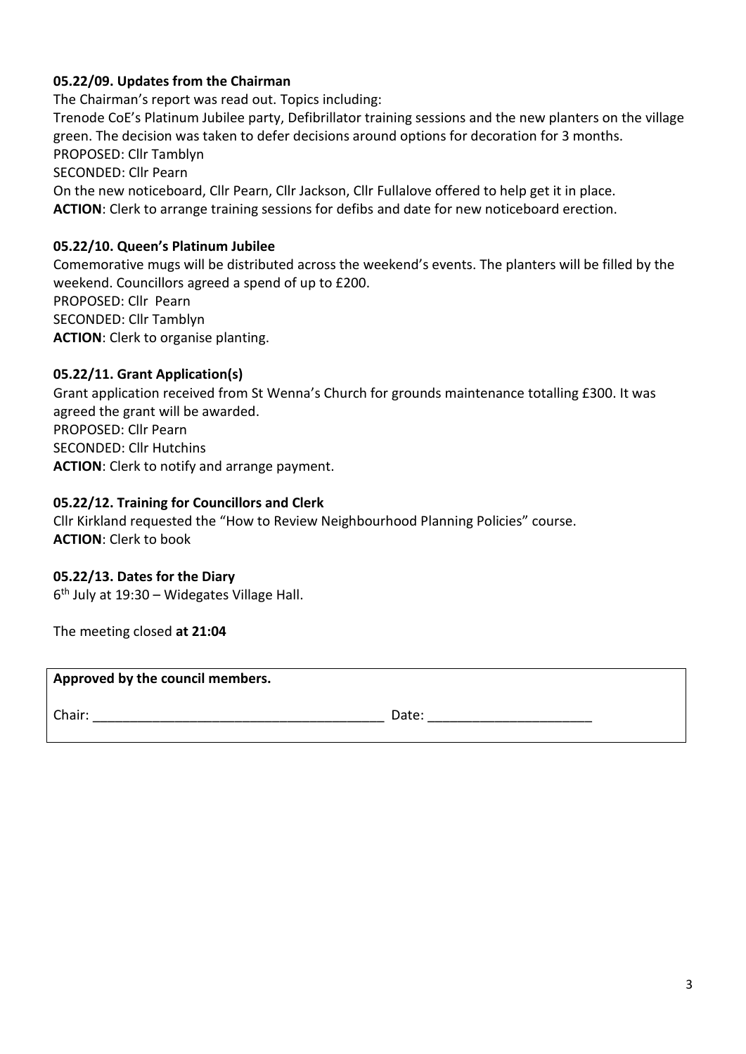**05.22/09. Updates from the Chairman**

The Chairman's report was read out. Topics including:

Trenode CoE's Platinum Jubilee party, Defibrillator training sessions and the new planters on the village green. The decision was taken to defer decisions around options for decoration for 3 months.

PROPOSED: Cllr Tamblyn

SECONDED: Cllr Pearn

On the new noticeboard, Cllr Pearn, Cllr Jackson, Cllr Fullalove offered to help get it in place.

**ACTION**: Clerk to arrange training sessions for defibs and date for new noticeboard erection.

**05.22/10. Queen's Platinum Jubilee**

Comemorative mugs will be distributed across the weekend's events. The planters will be filled by the weekend. Councillors agreed a spend of up to £200.

PROPOSED: Cllr Pearn

SECONDED: Cllr Tamblyn

**ACTION**: Clerk to organise planting.

**05.22/11. Grant Application(s)**

Grant application received from St Wenna's Church for grounds maintenance totalling £300. It was agreed the grant will be awarded.

PROPOSED: Cllr Pearn

SECONDED: Cllr Hutchins

**ACTION**: Clerk to notify and arrange payment.

**05.22/12. Training for Councillors and Clerk**

Cllr Kirkland requested the "How to Review Neighbourhood Planning Policies" course.

**ACTION**: Clerk to book

**05.22/13. Dates for the Diary**

6th July at 19:30 – Widegates Village Hall.

The meeting closed **at 21:04**

**Approved by the council members.**

Chair: _______________________________________ Date: ______________________